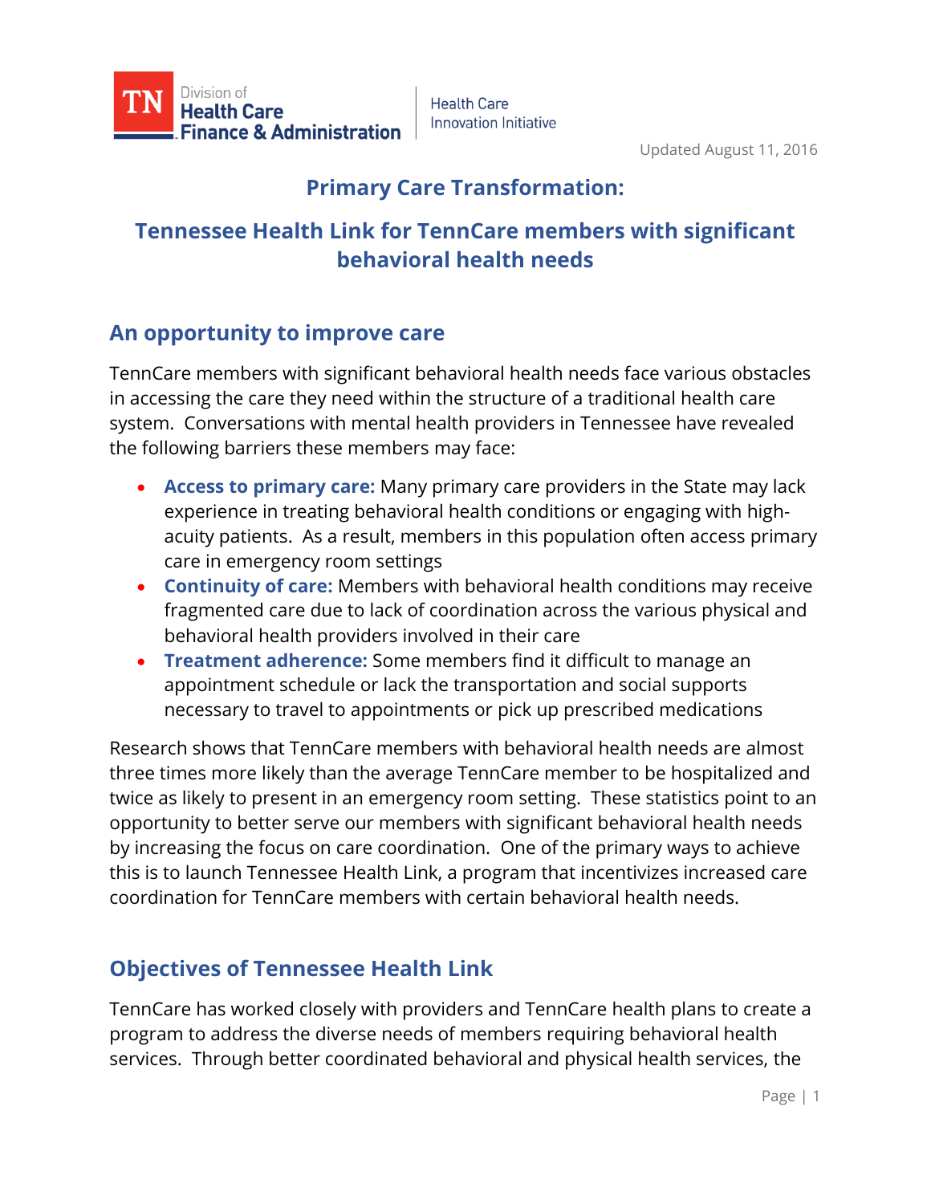Division of
**Health Care Finance & Administration**

Health Care Innovation Initiative

Updated August 11, 2016

# Primary Care Transformation:

# Tennessee Health Link for TennCare members with significant behavioral health needs

## An opportunity to improve care

TennCare members with significant behavioral health needs face various obstacles in accessing the care they need within the structure of a traditional health care system. Conversations with mental health providers in Tennessee have revealed the following barriers these members may face:

- **Access to primary care:** Many primary care providers in the State may lack experience in treating behavioral health conditions or engaging with high-acuity patients. As a result, members in this population often access primary care in emergency room settings
- **Continuity of care:** Members with behavioral health conditions may receive fragmented care due to lack of coordination across the various physical and behavioral health providers involved in their care
- **Treatment adherence:** Some members find it difficult to manage an appointment schedule or lack the transportation and social supports necessary to travel to appointments or pick up prescribed medications

Research shows that TennCare members with behavioral health needs are almost three times more likely than the average TennCare member to be hospitalized and twice as likely to present in an emergency room setting. These statistics point to an opportunity to better serve our members with significant behavioral health needs by increasing the focus on care coordination. One of the primary ways to achieve this is to launch Tennessee Health Link, a program that incentivizes increased care coordination for TennCare members with certain behavioral health needs.

## Objectives of Tennessee Health Link

TennCare has worked closely with providers and TennCare health plans to create a program to address the diverse needs of members requiring behavioral health services. Through better coordinated behavioral and physical health services, the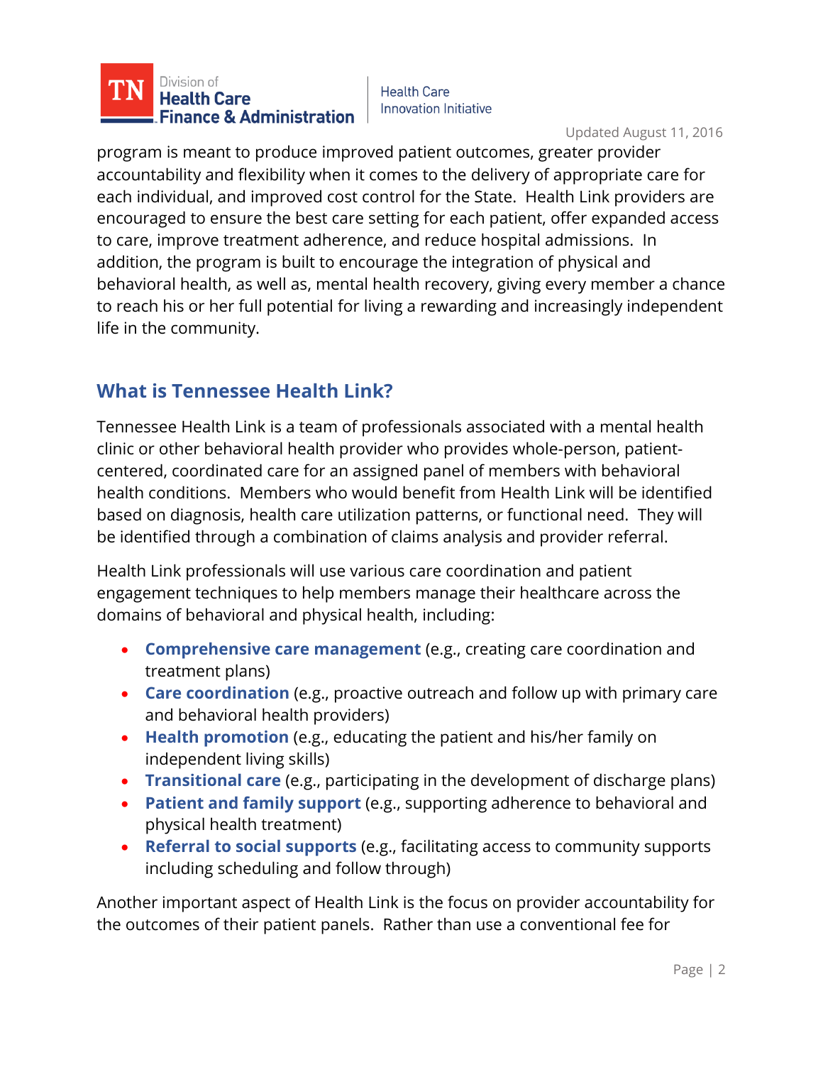program is meant to produce improved patient outcomes, greater provider accountability and flexibility when it comes to the delivery of appropriate care for each individual, and improved cost control for the State. Health Link providers are encouraged to ensure the best care setting for each patient, offer expanded access to care, improve treatment adherence, and reduce hospital admissions. In addition, the program is built to encourage the integration of physical and behavioral health, as well as, mental health recovery, giving every member a chance to reach his or her full potential for living a rewarding and increasingly independent life in the community.

## What is Tennessee Health Link?

Tennessee Health Link is a team of professionals associated with a mental health clinic or other behavioral health provider who provides whole-person, patient-centered, coordinated care for an assigned panel of members with behavioral health conditions. Members who would benefit from Health Link will be identified based on diagnosis, health care utilization patterns, or functional need. They will be identified through a combination of claims analysis and provider referral.

Health Link professionals will use various care coordination and patient engagement techniques to help members manage their healthcare across the domains of behavioral and physical health, including:

- **Comprehensive care management** (e.g., creating care coordination and treatment plans)
- **Care coordination** (e.g., proactive outreach and follow up with primary care and behavioral health providers)
- **Health promotion** (e.g., educating the patient and his/her family on independent living skills)
- **Transitional care** (e.g., participating in the development of discharge plans)
- **Patient and family support** (e.g., supporting adherence to behavioral and physical health treatment)
- **Referral to social supports** (e.g., facilitating access to community supports including scheduling and follow through)

Another important aspect of Health Link is the focus on provider accountability for the outcomes of their patient panels. Rather than use a conventional fee for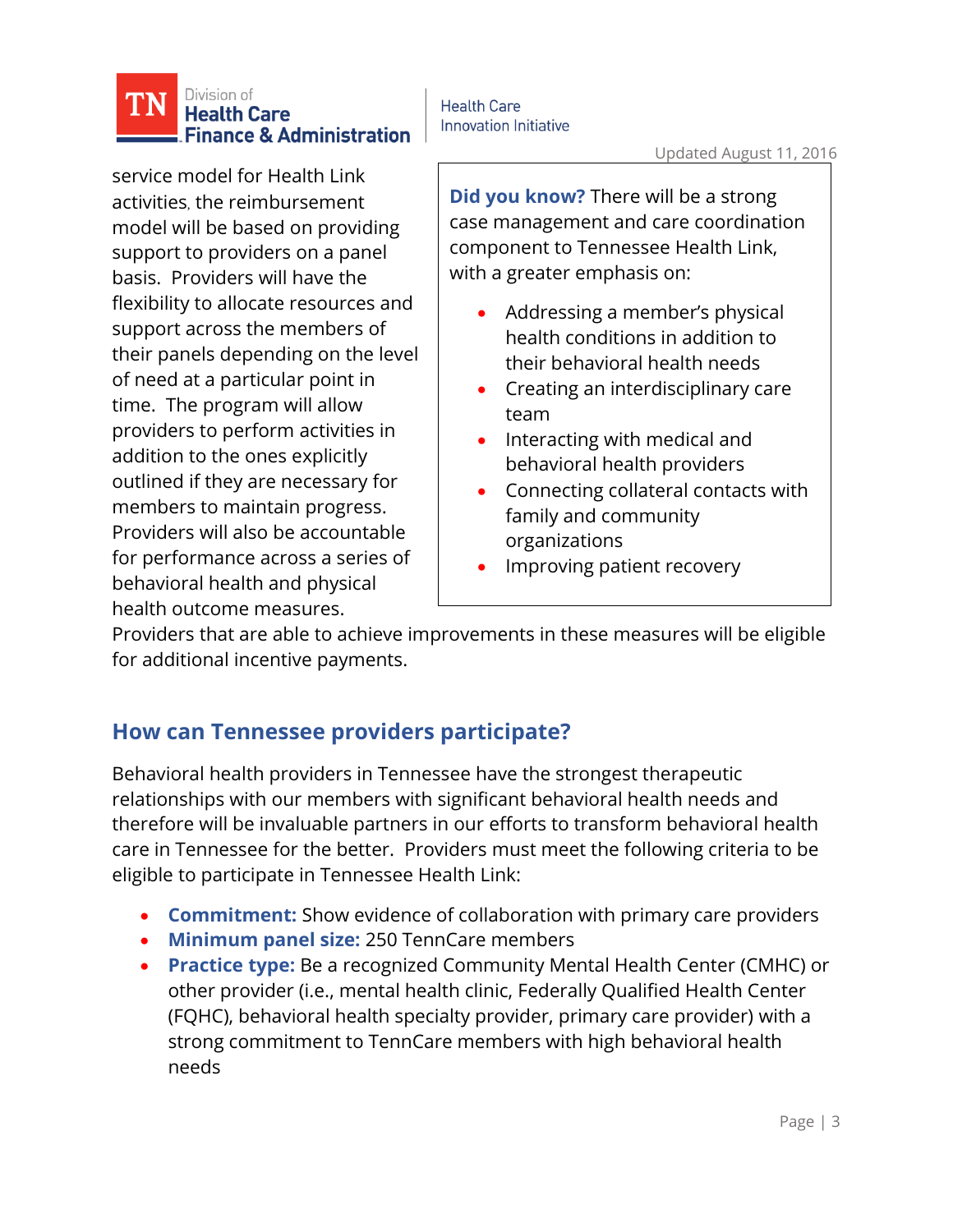service model for Health Link activities, the reimbursement model will be based on providing support to providers on a panel basis. Providers will have the flexibility to allocate resources and support across the members of their panels depending on the level of need at a particular point in time. The program will allow providers to perform activities in addition to the ones explicitly outlined if they are necessary for members to maintain progress. Providers will also be accountable for performance across a series of behavioral health and physical health outcome measures. Providers that are able to achieve improvements in these measures will be eligible for additional incentive payments.

**Did you know?** There will be a strong case management and care coordination component to Tennessee Health Link, with a greater emphasis on:

- Addressing a member's physical health conditions in addition to their behavioral health needs
- Creating an interdisciplinary care team
- Interacting with medical and behavioral health providers
- Connecting collateral contacts with family and community organizations
- Improving patient recovery

## How can Tennessee providers participate?

Behavioral health providers in Tennessee have the strongest therapeutic relationships with our members with significant behavioral health needs and therefore will be invaluable partners in our efforts to transform behavioral health care in Tennessee for the better. Providers must meet the following criteria to be eligible to participate in Tennessee Health Link:

- **Commitment:** Show evidence of collaboration with primary care providers
- **Minimum panel size:** 250 TennCare members
- **Practice type:** Be a recognized Community Mental Health Center (CMHC) or other provider (i.e., mental health clinic, Federally Qualified Health Center (FQHC), behavioral health specialty provider, primary care provider) with a strong commitment to TennCare members with high behavioral health needs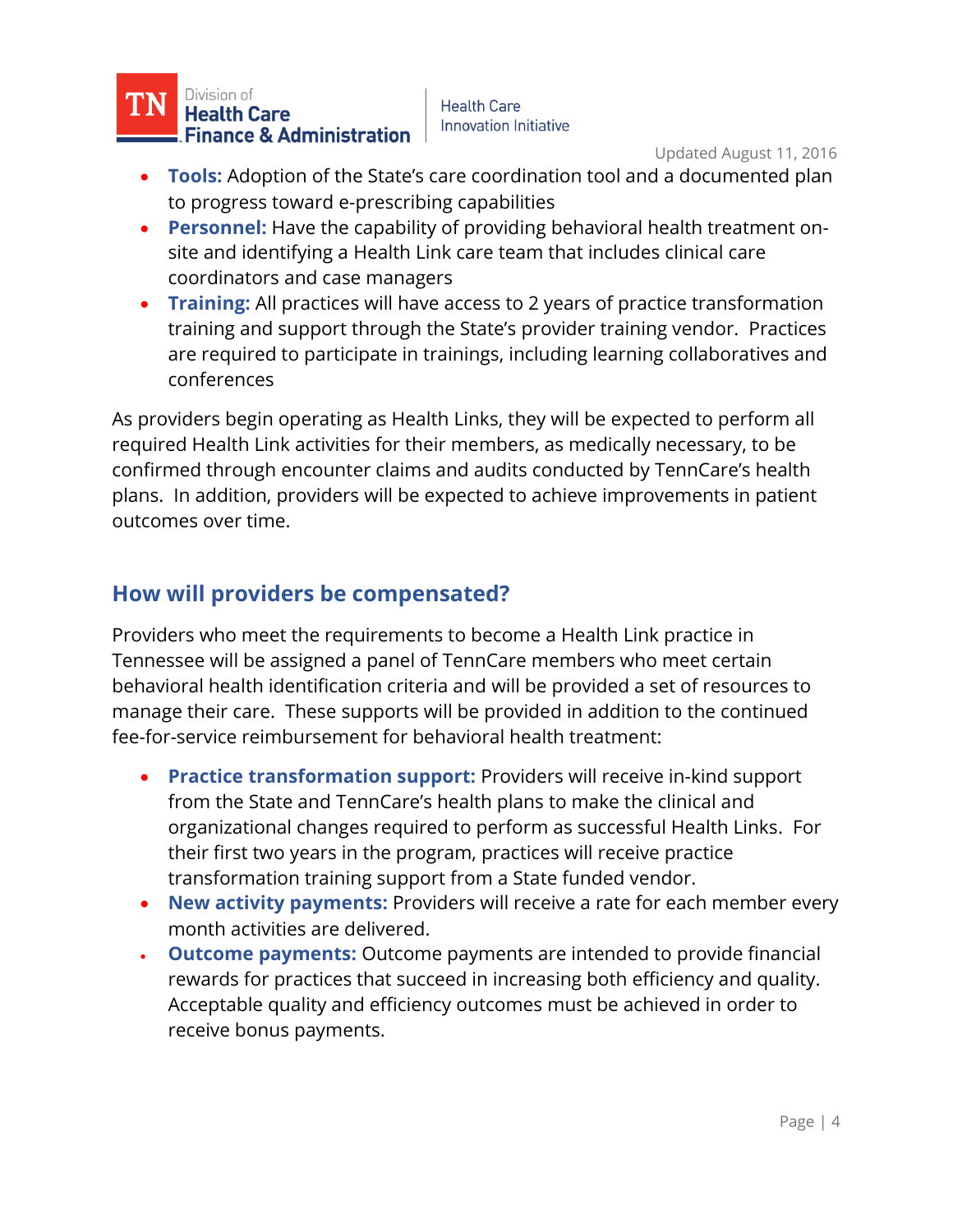- **Tools:** Adoption of the State's care coordination tool and a documented plan to progress toward e-prescribing capabilities
- **Personnel:** Have the capability of providing behavioral health treatment on-site and identifying a Health Link care team that includes clinical care coordinators and case managers
- **Training:** All practices will have access to 2 years of practice transformation training and support through the State's provider training vendor. Practices are required to participate in trainings, including learning collaboratives and conferences

As providers begin operating as Health Links, they will be expected to perform all required Health Link activities for their members, as medically necessary, to be confirmed through encounter claims and audits conducted by TennCare's health plans. In addition, providers will be expected to achieve improvements in patient outcomes over time.

## How will providers be compensated?

Providers who meet the requirements to become a Health Link practice in Tennessee will be assigned a panel of TennCare members who meet certain behavioral health identification criteria and will be provided a set of resources to manage their care. These supports will be provided in addition to the continued fee-for-service reimbursement for behavioral health treatment:

- **Practice transformation support:** Providers will receive in-kind support from the State and TennCare's health plans to make the clinical and organizational changes required to perform as successful Health Links. For their first two years in the program, practices will receive practice transformation training support from a State funded vendor.
- **New activity payments:** Providers will receive a rate for each member every month activities are delivered.
- **Outcome payments:** Outcome payments are intended to provide financial rewards for practices that succeed in increasing both efficiency and quality. Acceptable quality and efficiency outcomes must be achieved in order to receive bonus payments.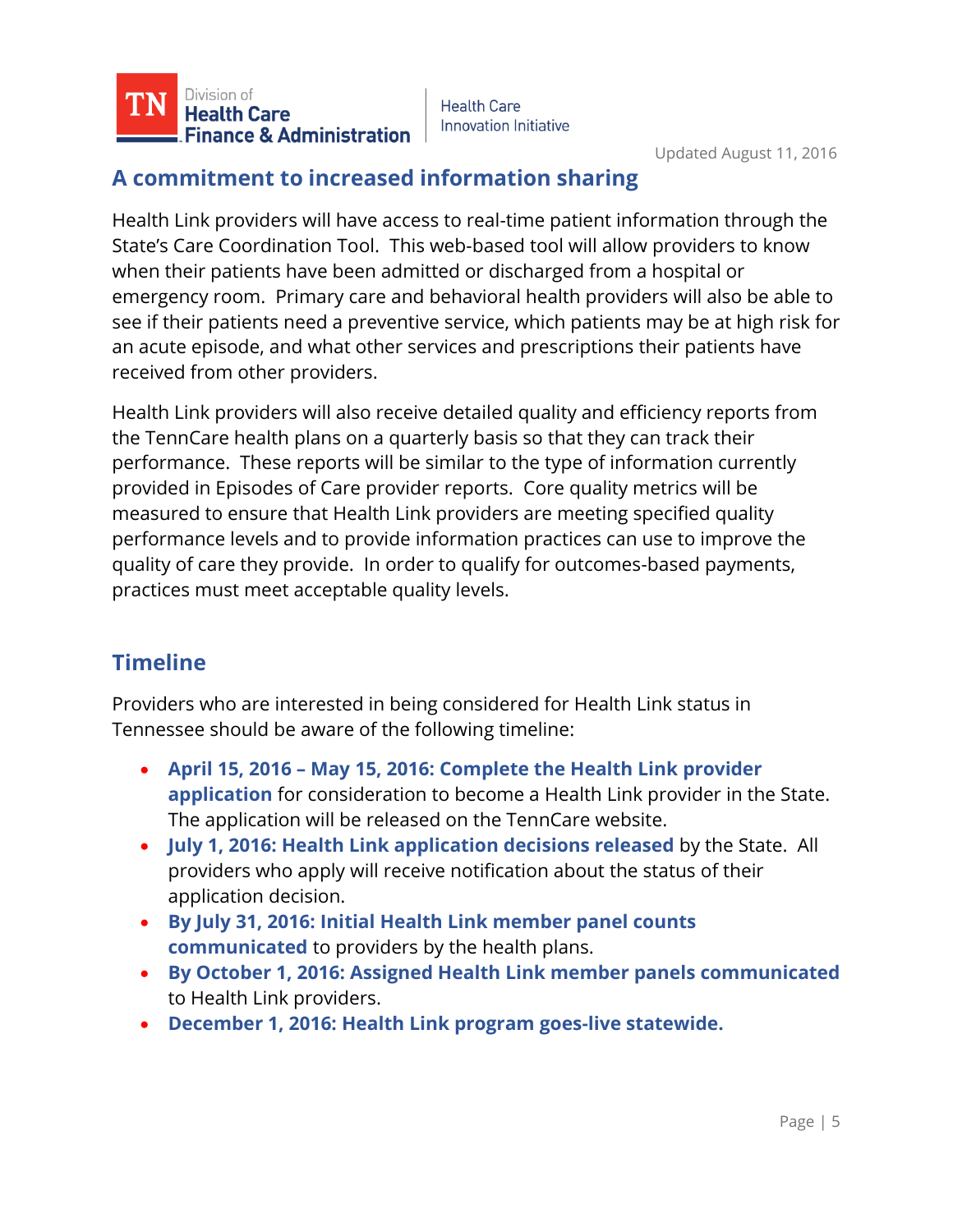## A commitment to increased information sharing

Health Link providers will have access to real-time patient information through the State's Care Coordination Tool. This web-based tool will allow providers to know when their patients have been admitted or discharged from a hospital or emergency room. Primary care and behavioral health providers will also be able to see if their patients need a preventive service, which patients may be at high risk for an acute episode, and what other services and prescriptions their patients have received from other providers.

Health Link providers will also receive detailed quality and efficiency reports from the TennCare health plans on a quarterly basis so that they can track their performance. These reports will be similar to the type of information currently provided in Episodes of Care provider reports. Core quality metrics will be measured to ensure that Health Link providers are meeting specified quality performance levels and to provide information practices can use to improve the quality of care they provide. In order to qualify for outcomes-based payments, practices must meet acceptable quality levels.

## Timeline

Providers who are interested in being considered for Health Link status in Tennessee should be aware of the following timeline:

- **April 15, 2016 – May 15, 2016: Complete the Health Link provider application** for consideration to become a Health Link provider in the State. The application will be released on the TennCare website.
- **July 1, 2016: Health Link application decisions released** by the State. All providers who apply will receive notification about the status of their application decision.
- **By July 31, 2016: Initial Health Link member panel counts communicated** to providers by the health plans.
- **By October 1, 2016: Assigned Health Link member panels communicated** to Health Link providers.
- **December 1, 2016: Health Link program goes-live statewide.**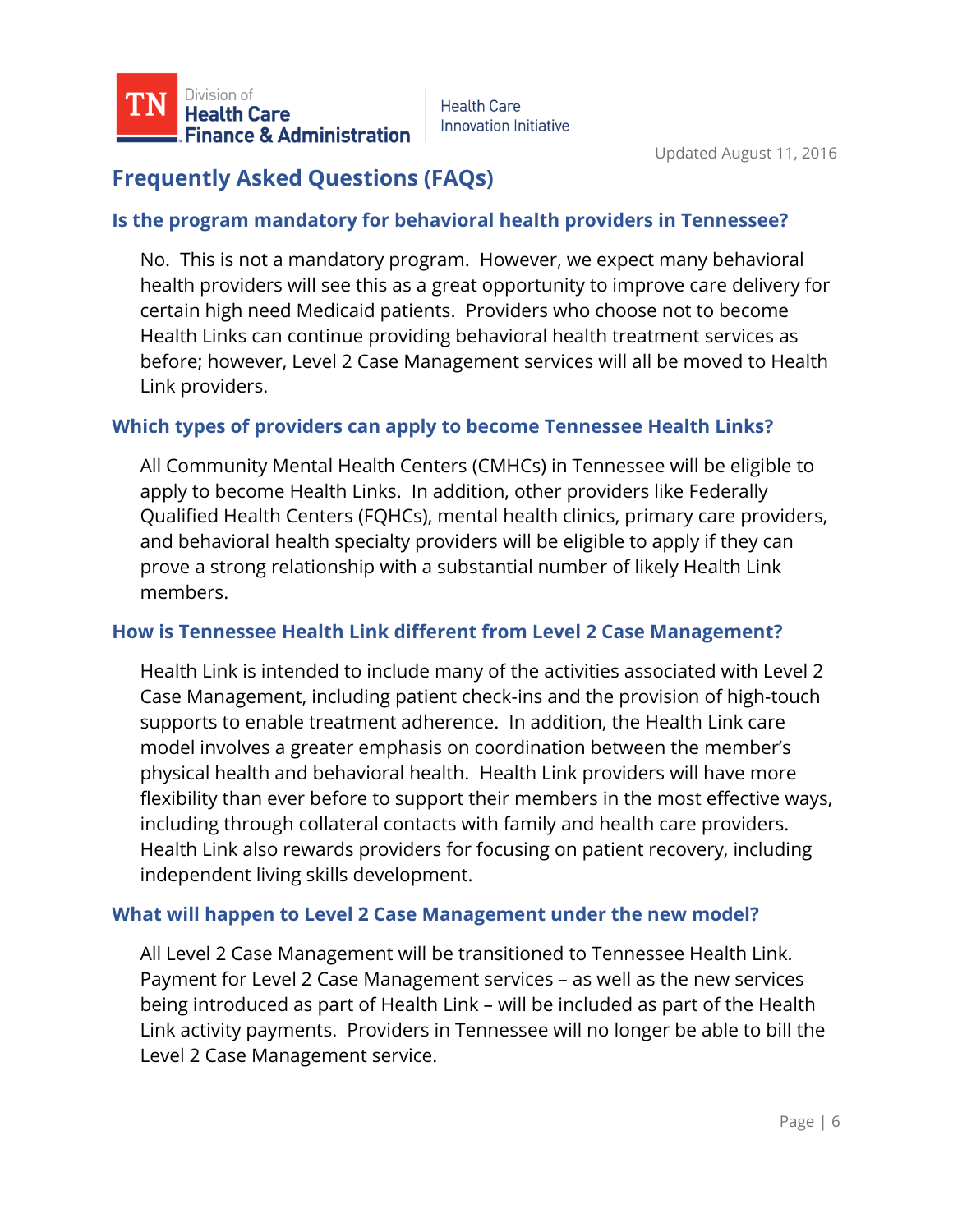Updated August 11, 2016

# Frequently Asked Questions (FAQs)

## Is the program mandatory for behavioral health providers in Tennessee?

No. This is not a mandatory program. However, we expect many behavioral health providers will see this as a great opportunity to improve care delivery for certain high need Medicaid patients. Providers who choose not to become Health Links can continue providing behavioral health treatment services as before; however, Level 2 Case Management services will all be moved to Health Link providers.

## Which types of providers can apply to become Tennessee Health Links?

All Community Mental Health Centers (CMHCs) in Tennessee will be eligible to apply to become Health Links. In addition, other providers like Federally Qualified Health Centers (FQHCs), mental health clinics, primary care providers, and behavioral health specialty providers will be eligible to apply if they can prove a strong relationship with a substantial number of likely Health Link members.

## How is Tennessee Health Link different from Level 2 Case Management?

Health Link is intended to include many of the activities associated with Level 2 Case Management, including patient check-ins and the provision of high-touch supports to enable treatment adherence. In addition, the Health Link care model involves a greater emphasis on coordination between the member's physical health and behavioral health. Health Link providers will have more flexibility than ever before to support their members in the most effective ways, including through collateral contacts with family and health care providers. Health Link also rewards providers for focusing on patient recovery, including independent living skills development.

## What will happen to Level 2 Case Management under the new model?

All Level 2 Case Management will be transitioned to Tennessee Health Link. Payment for Level 2 Case Management services – as well as the new services being introduced as part of Health Link – will be included as part of the Health Link activity payments. Providers in Tennessee will no longer be able to bill the Level 2 Case Management service.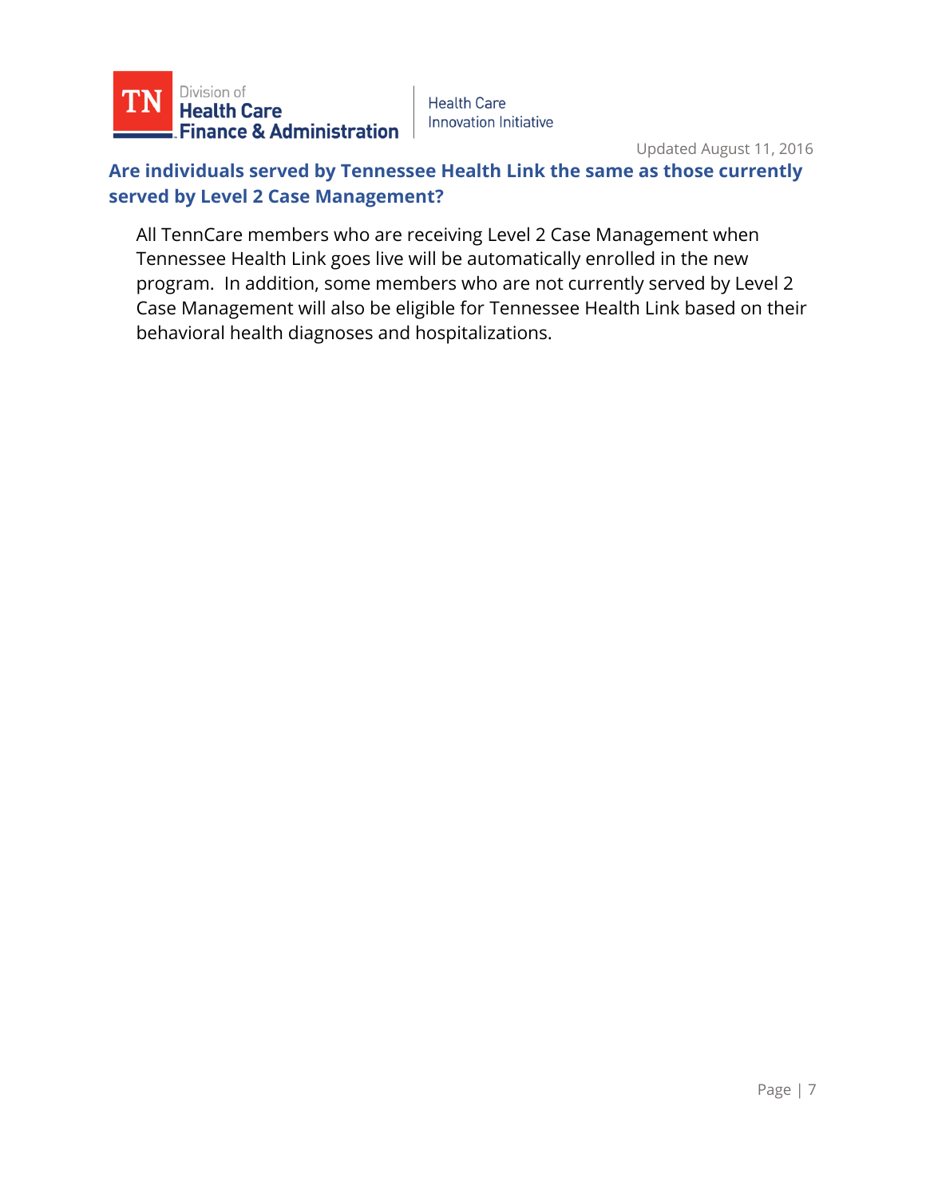## Are individuals served by Tennessee Health Link the same as those currently served by Level 2 Case Management?

All TennCare members who are receiving Level 2 Case Management when Tennessee Health Link goes live will be automatically enrolled in the new program. In addition, some members who are not currently served by Level 2 Case Management will also be eligible for Tennessee Health Link based on their behavioral health diagnoses and hospitalizations.